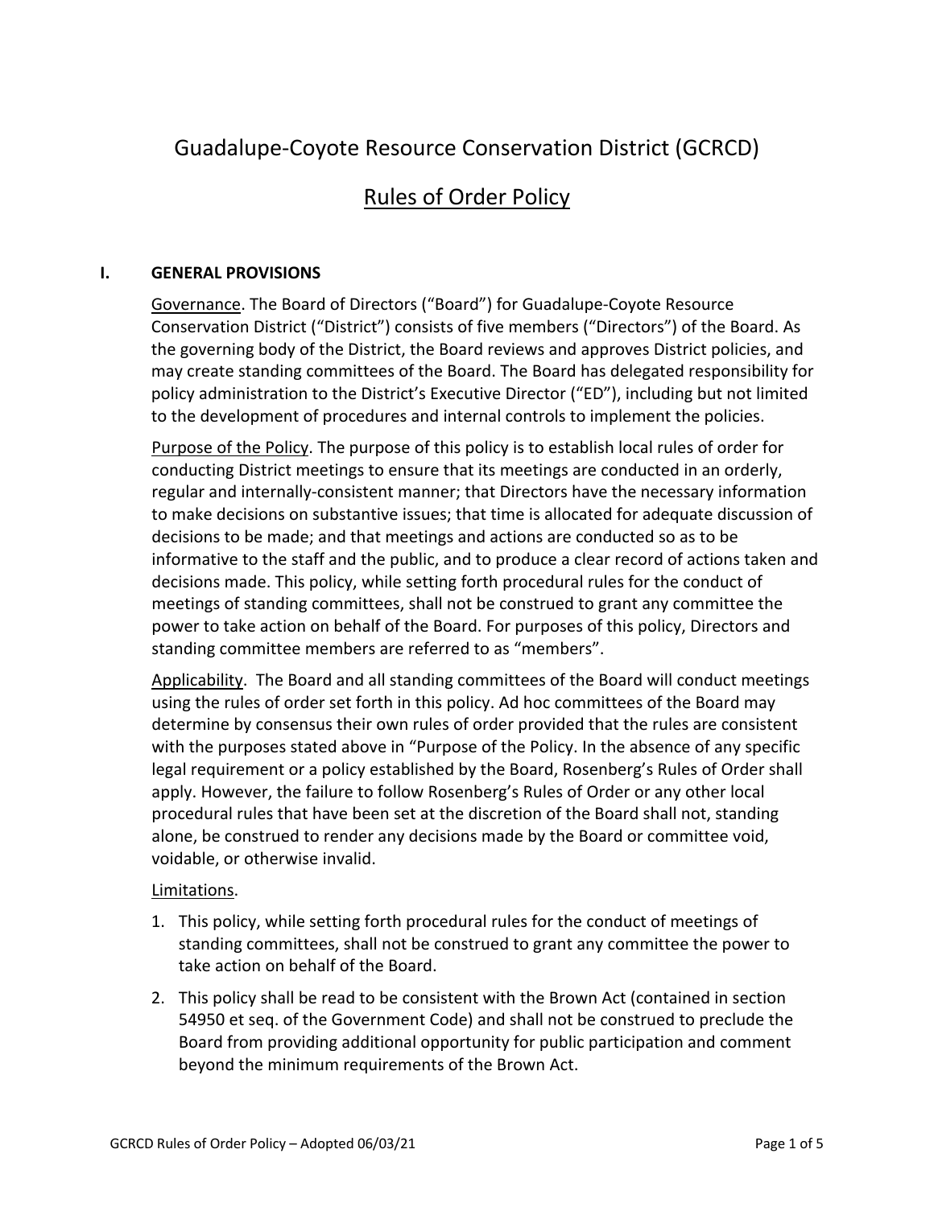# Guadalupe-Coyote Resource Conservation District (GCRCD)

## Rules of Order Policy

### I. GENERAL PROVISIONS

Governance. The Board of Directors ("Board") for Guadalupe-Coyote Resource Conservation District ("District") consists of five members ("Directors") of the Board. As the governing body of the District, the Board reviews and approves District policies, and may create standing committees of the Board. The Board has delegated responsibility for policy administration to the District's Executive Director ("ED"), including but not limited to the development of procedures and internal controls to implement the policies.

Purpose of the Policy. The purpose of this policy is to establish local rules of order for conducting District meetings to ensure that its meetings are conducted in an orderly, regular and internally-consistent manner; that Directors have the necessary information to make decisions on substantive issues; that time is allocated for adequate discussion of decisions to be made; and that meetings and actions are conducted so as to be informative to the staff and the public, and to produce a clear record of actions taken and decisions made. This policy, while setting forth procedural rules for the conduct of meetings of standing committees, shall not be construed to grant any committee the power to take action on behalf of the Board. For purposes of this policy, Directors and standing committee members are referred to as "members".

Applicability. The Board and all standing committees of the Board will conduct meetings using the rules of order set forth in this policy. Ad hoc committees of the Board may determine by consensus their own rules of order provided that the rules are consistent with the purposes stated above in "Purpose of the Policy. In the absence of any specific legal requirement or a policy established by the Board, Rosenberg's Rules of Order shall apply. However, the failure to follow Rosenberg's Rules of Order or any other local procedural rules that have been set at the discretion of the Board shall not, standing alone, be construed to render any decisions made by the Board or committee void, voidable, or otherwise invalid.

Limitations.

1. This policy, while setting forth procedural rules for the conduct of meetings of standing committees, shall not be construed to grant any committee the power to take action on behalf of the Board.
2. This policy shall be read to be consistent with the Brown Act (contained in section 54950 et seq. of the Government Code) and shall not be construed to preclude the Board from providing additional opportunity for public participation and comment beyond the minimum requirements of the Brown Act.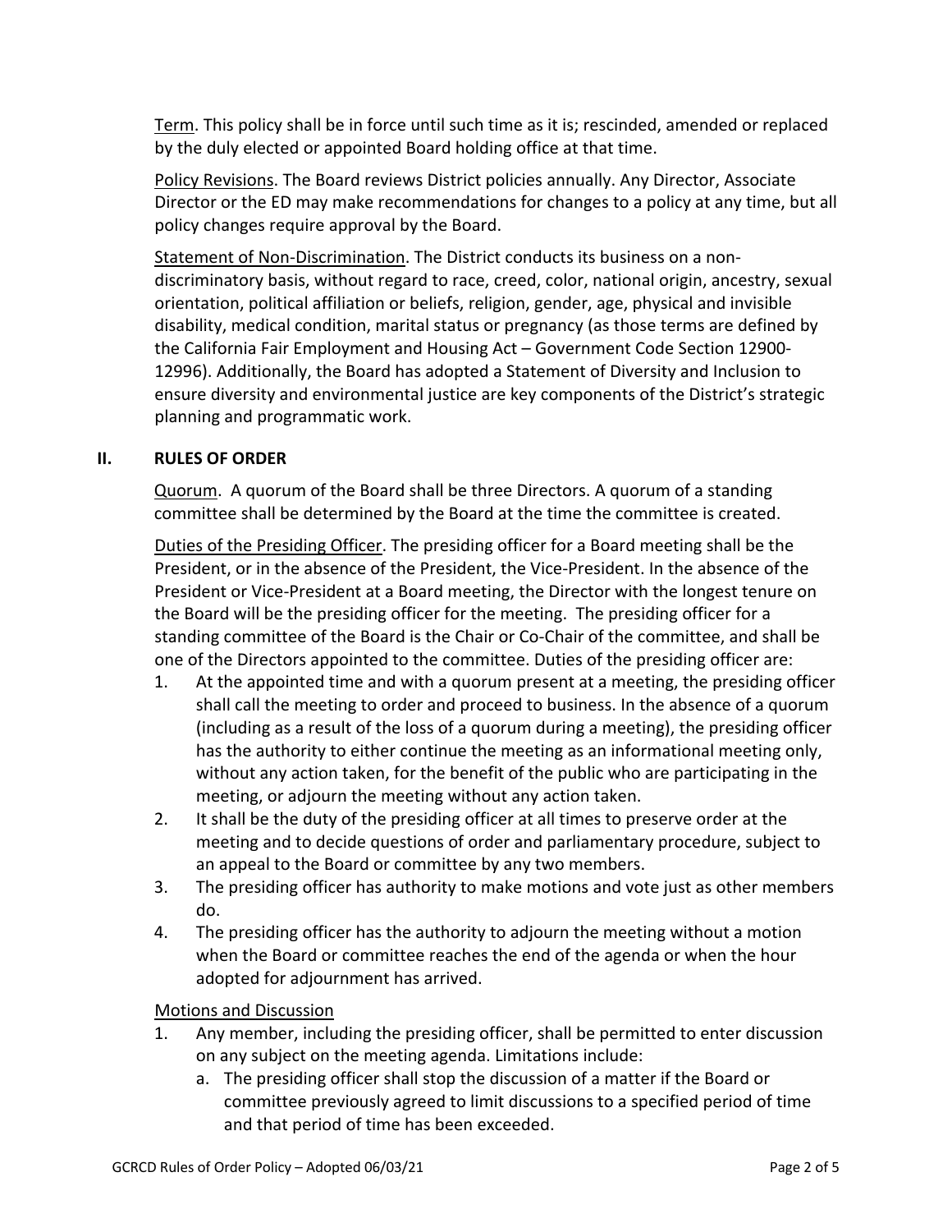Term. This policy shall be in force until such time as it is; rescinded, amended or replaced by the duly elected or appointed Board holding office at that time.

Policy Revisions. The Board reviews District policies annually. Any Director, Associate Director or the ED may make recommendations for changes to a policy at any time, but all policy changes require approval by the Board.

Statement of Non-Discrimination. The District conducts its business on a non-discriminatory basis, without regard to race, creed, color, national origin, ancestry, sexual orientation, political affiliation or beliefs, religion, gender, age, physical and invisible disability, medical condition, marital status or pregnancy (as those terms are defined by the California Fair Employment and Housing Act – Government Code Section 12900-12996). Additionally, the Board has adopted a Statement of Diversity and Inclusion to ensure diversity and environmental justice are key components of the District's strategic planning and programmatic work.

## II. RULES OF ORDER

Quorum. A quorum of the Board shall be three Directors. A quorum of a standing committee shall be determined by the Board at the time the committee is created.

Duties of the Presiding Officer. The presiding officer for a Board meeting shall be the President, or in the absence of the President, the Vice-President. In the absence of the President or Vice-President at a Board meeting, the Director with the longest tenure on the Board will be the presiding officer for the meeting. The presiding officer for a standing committee of the Board is the Chair or Co-Chair of the committee, and shall be one of the Directors appointed to the committee. Duties of the presiding officer are:

1. At the appointed time and with a quorum present at a meeting, the presiding officer shall call the meeting to order and proceed to business. In the absence of a quorum (including as a result of the loss of a quorum during a meeting), the presiding officer has the authority to either continue the meeting as an informational meeting only, without any action taken, for the benefit of the public who are participating in the meeting, or adjourn the meeting without any action taken.
2. It shall be the duty of the presiding officer at all times to preserve order at the meeting and to decide questions of order and parliamentary procedure, subject to an appeal to the Board or committee by any two members.
3. The presiding officer has authority to make motions and vote just as other members do.
4. The presiding officer has the authority to adjourn the meeting without a motion when the Board or committee reaches the end of the agenda or when the hour adopted for adjournment has arrived.

Motions and Discussion

1. Any member, including the presiding officer, shall be permitted to enter discussion on any subject on the meeting agenda. Limitations include:
   a. The presiding officer shall stop the discussion of a matter if the Board or committee previously agreed to limit discussions to a specified period of time and that period of time has been exceeded.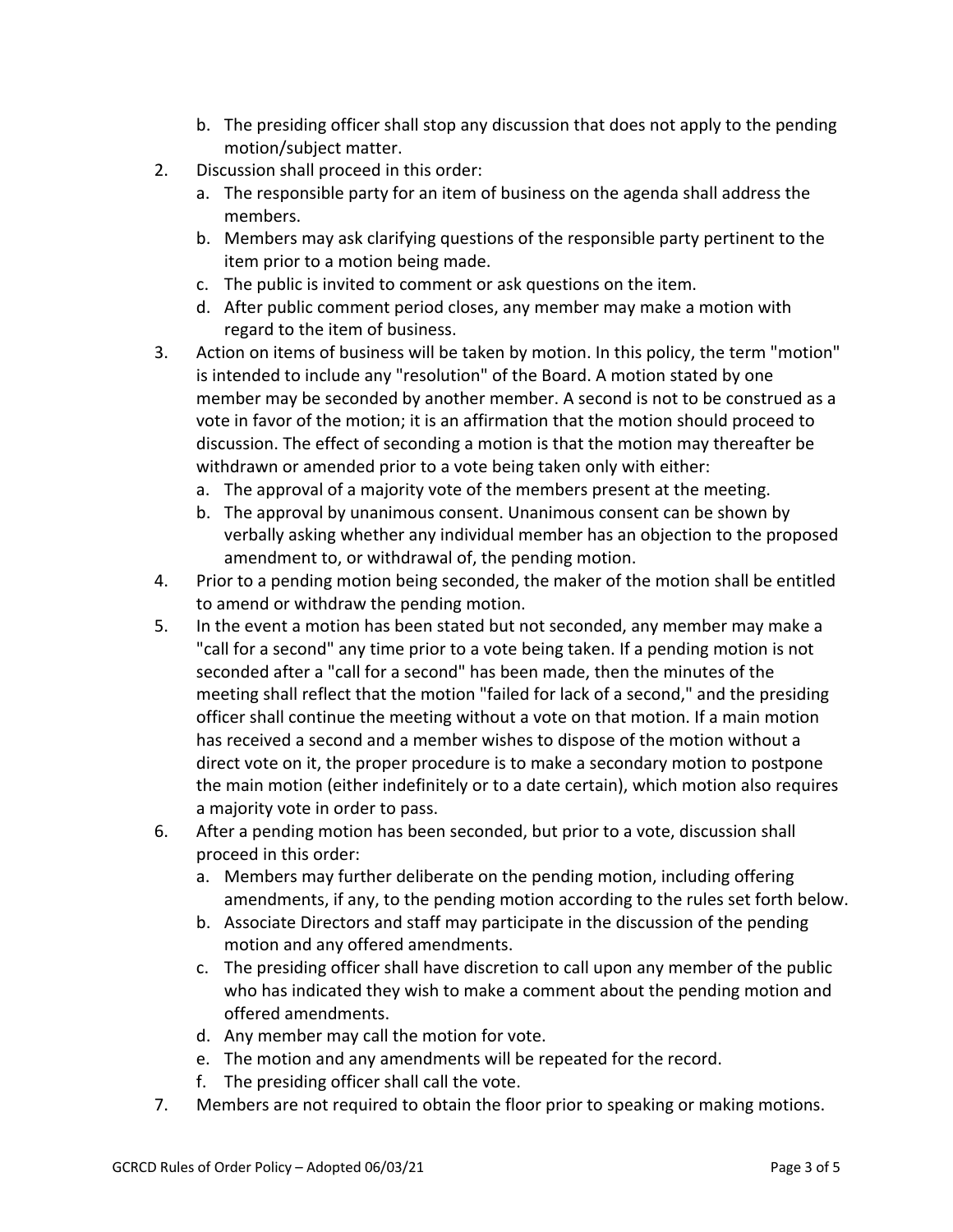b. The presiding officer shall stop any discussion that does not apply to the pending motion/subject matter.

2. Discussion shall proceed in this order:
   a. The responsible party for an item of business on the agenda shall address the members.
   b. Members may ask clarifying questions of the responsible party pertinent to the item prior to a motion being made.
   c. The public is invited to comment or ask questions on the item.
   d. After public comment period closes, any member may make a motion with regard to the item of business.
3. Action on items of business will be taken by motion. In this policy, the term "motion" is intended to include any "resolution" of the Board. A motion stated by one member may be seconded by another member. A second is not to be construed as a vote in favor of the motion; it is an affirmation that the motion should proceed to discussion. The effect of seconding a motion is that the motion may thereafter be withdrawn or amended prior to a vote being taken only with either:
   a. The approval of a majority vote of the members present at the meeting.
   b. The approval by unanimous consent. Unanimous consent can be shown by verbally asking whether any individual member has an objection to the proposed amendment to, or withdrawal of, the pending motion.
4. Prior to a pending motion being seconded, the maker of the motion shall be entitled to amend or withdraw the pending motion.
5. In the event a motion has been stated but not seconded, any member may make a "call for a second" any time prior to a vote being taken. If a pending motion is not seconded after a "call for a second" has been made, then the minutes of the meeting shall reflect that the motion "failed for lack of a second," and the presiding officer shall continue the meeting without a vote on that motion. If a main motion has received a second and a member wishes to dispose of the motion without a direct vote on it, the proper procedure is to make a secondary motion to postpone the main motion (either indefinitely or to a date certain), which motion also requires a majority vote in order to pass.
6. After a pending motion has been seconded, but prior to a vote, discussion shall proceed in this order:
   a. Members may further deliberate on the pending motion, including offering amendments, if any, to the pending motion according to the rules set forth below.
   b. Associate Directors and staff may participate in the discussion of the pending motion and any offered amendments.
   c. The presiding officer shall have discretion to call upon any member of the public who has indicated they wish to make a comment about the pending motion and offered amendments.
   d. Any member may call the motion for vote.
   e. The motion and any amendments will be repeated for the record.
   f. The presiding officer shall call the vote.
7. Members are not required to obtain the floor prior to speaking or making motions.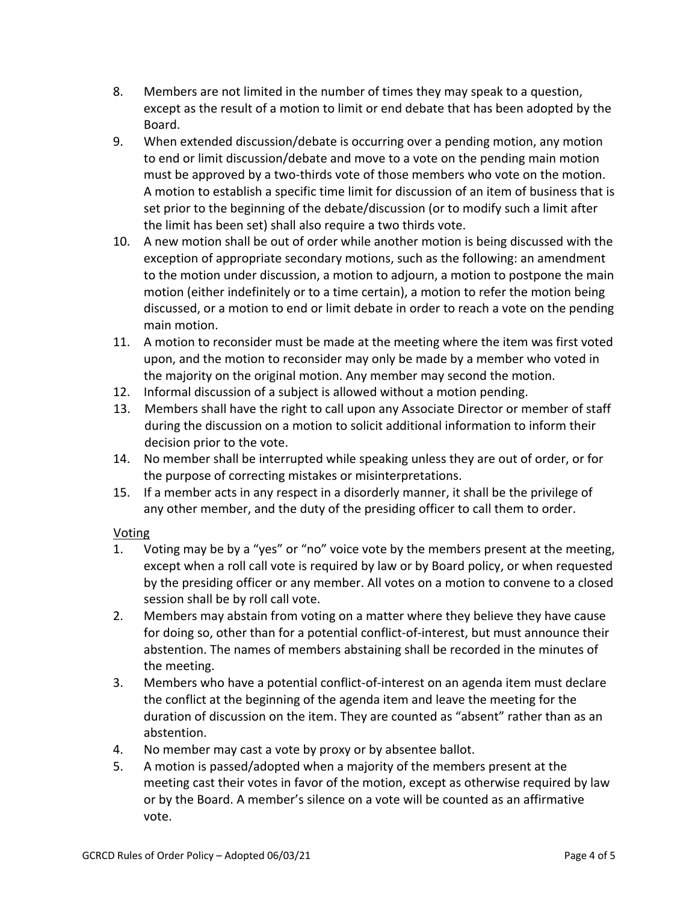8. Members are not limited in the number of times they may speak to a question, except as the result of a motion to limit or end debate that has been adopted by the Board.
9. When extended discussion/debate is occurring over a pending motion, any motion to end or limit discussion/debate and move to a vote on the pending main motion must be approved by a two-thirds vote of those members who vote on the motion. A motion to establish a specific time limit for discussion of an item of business that is set prior to the beginning of the debate/discussion (or to modify such a limit after the limit has been set) shall also require a two thirds vote.
10. A new motion shall be out of order while another motion is being discussed with the exception of appropriate secondary motions, such as the following: an amendment to the motion under discussion, a motion to adjourn, a motion to postpone the main motion (either indefinitely or to a time certain), a motion to refer the motion being discussed, or a motion to end or limit debate in order to reach a vote on the pending main motion.
11. A motion to reconsider must be made at the meeting where the item was first voted upon, and the motion to reconsider may only be made by a member who voted in the majority on the original motion. Any member may second the motion.
12. Informal discussion of a subject is allowed without a motion pending.
13. Members shall have the right to call upon any Associate Director or member of staff during the discussion on a motion to solicit additional information to inform their decision prior to the vote.
14. No member shall be interrupted while speaking unless they are out of order, or for the purpose of correcting mistakes or misinterpretations.
15. If a member acts in any respect in a disorderly manner, it shall be the privilege of any other member, and the duty of the presiding officer to call them to order.

Voting

1. Voting may be by a "yes" or "no" voice vote by the members present at the meeting, except when a roll call vote is required by law or by Board policy, or when requested by the presiding officer or any member. All votes on a motion to convene to a closed session shall be by roll call vote.
2. Members may abstain from voting on a matter where they believe they have cause for doing so, other than for a potential conflict-of-interest, but must announce their abstention. The names of members abstaining shall be recorded in the minutes of the meeting.
3. Members who have a potential conflict-of-interest on an agenda item must declare the conflict at the beginning of the agenda item and leave the meeting for the duration of discussion on the item. They are counted as "absent" rather than as an abstention.
4. No member may cast a vote by proxy or by absentee ballot.
5. A motion is passed/adopted when a majority of the members present at the meeting cast their votes in favor of the motion, except as otherwise required by law or by the Board. A member's silence on a vote will be counted as an affirmative vote.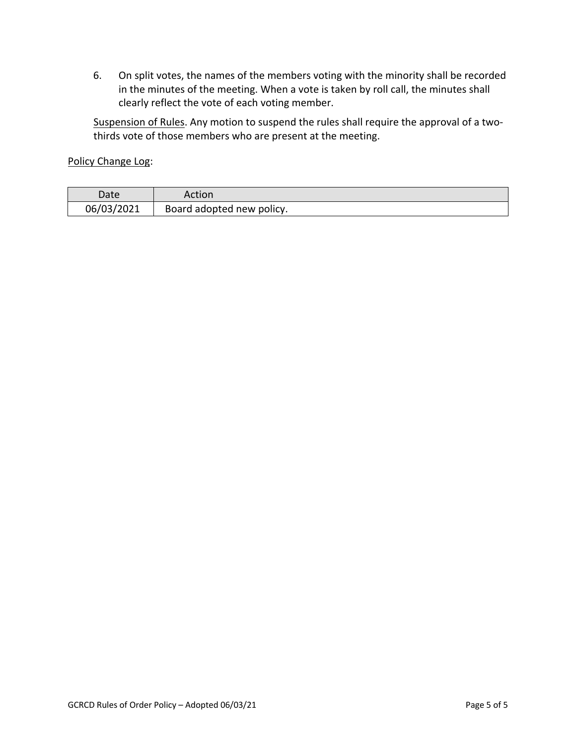6. On split votes, the names of the members voting with the minority shall be recorded in the minutes of the meeting. When a vote is taken by roll call, the minutes shall clearly reflect the vote of each voting member.

Suspension of Rules. Any motion to suspend the rules shall require the approval of a two-thirds vote of those members who are present at the meeting.

Policy Change Log:

| Date | Action |
|---|---|
| 06/03/2021 | Board adopted new policy. |